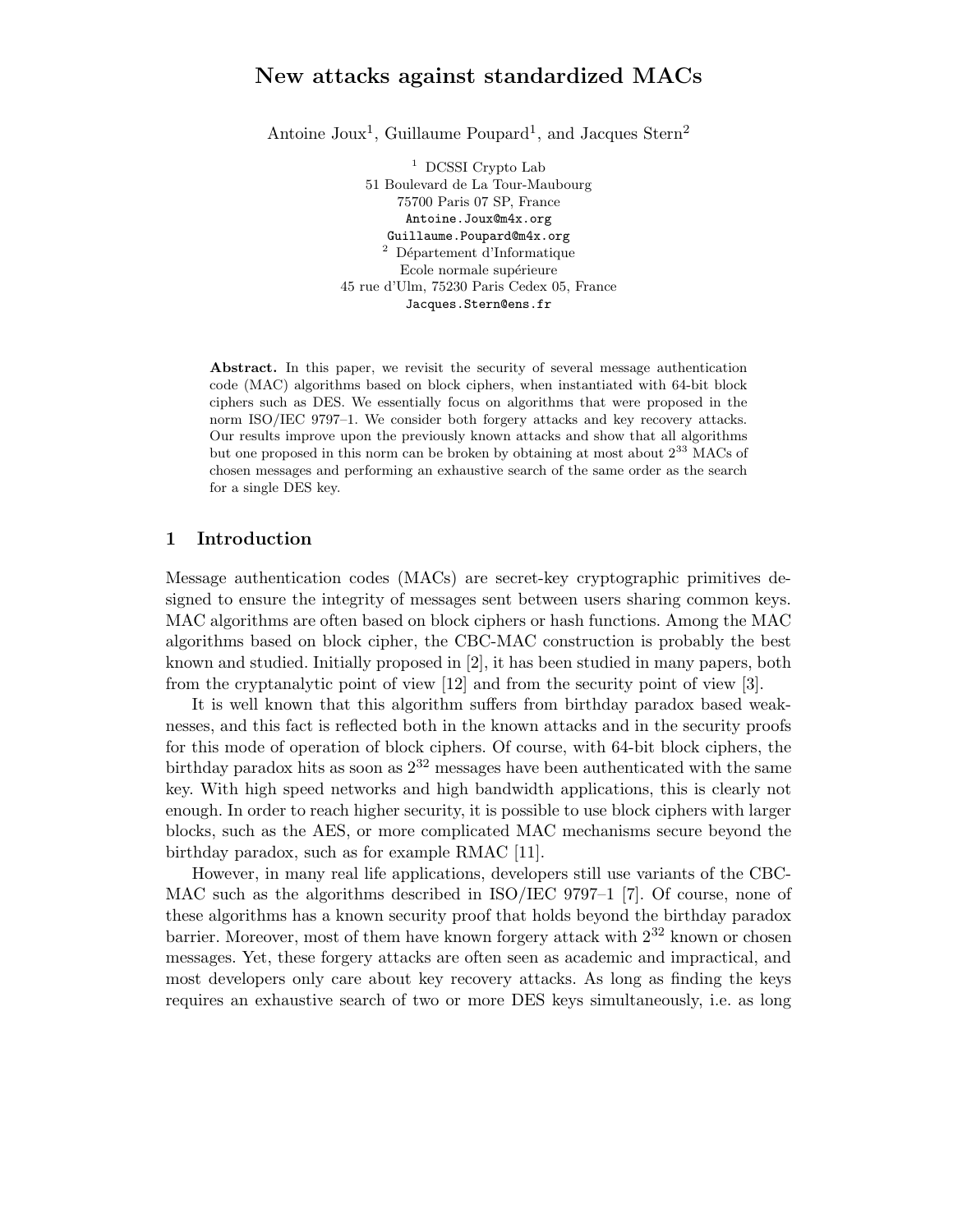# New attacks against standardized MACs

Antoine Joux[1], Guillaume Poupard[1], and Jacques Stern[2]

[1] DCSSI Crypto Lab
51 Boulevard de La Tour-Maubourg
75700 Paris 07 SP, France
Antoine.Joux@m4x.org
Guillaume.Poupard@m4x.org

[2] Département d'Informatique
Ecole normale supérieure
45 rue d'Ulm, 75230 Paris Cedex 05, France
Jacques.Stern@ens.fr

**Abstract.** In this paper, we revisit the security of several message authentication code (MAC) algorithms based on block ciphers, when instantiated with 64-bit block ciphers such as DES. We essentially focus on algorithms that were proposed in the norm ISO/IEC 9797–1. We consider both forgery attacks and key recovery attacks. Our results improve upon the previously known attacks and show that all algorithms but one proposed in this norm can be broken by obtaining at most about $2^{33}$ MACs of chosen messages and performing an exhaustive search of the same order as the search for a single DES key.

## 1 Introduction

Message authentication codes (MACs) are secret-key cryptographic primitives designed to ensure the integrity of messages sent between users sharing common keys. MAC algorithms are often based on block ciphers or hash functions. Among the MAC algorithms based on block cipher, the CBC-MAC construction is probably the best known and studied. Initially proposed in [2], it has been studied in many papers, both from the cryptanalytic point of view [12] and from the security point of view [3].

It is well known that this algorithm suffers from birthday paradox based weaknesses, and this fact is reflected both in the known attacks and in the security proofs for this mode of operation of block ciphers. Of course, with 64-bit block ciphers, the birthday paradox hits as soon as $2^{32}$ messages have been authenticated with the same key. With high speed networks and high bandwidth applications, this is clearly not enough. In order to reach higher security, it is possible to use block ciphers with larger blocks, such as the AES, or more complicated MAC mechanisms secure beyond the birthday paradox, such as for example RMAC [11].

However, in many real life applications, developers still use variants of the CBC-MAC such as the algorithms described in ISO/IEC 9797–1 [7]. Of course, none of these algorithms has a known security proof that holds beyond the birthday paradox barrier. Moreover, most of them have known forgery attack with $2^{32}$ known or chosen messages. Yet, these forgery attacks are often seen as academic and impractical, and most developers only care about key recovery attacks. As long as finding the keys requires an exhaustive search of two or more DES keys simultaneously, i.e. as long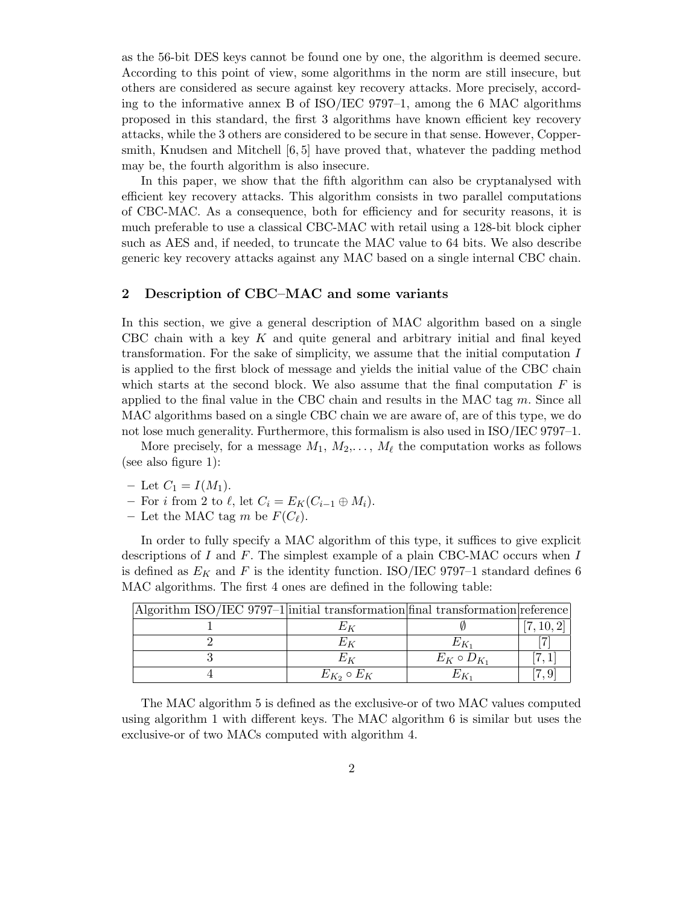as the 56-bit DES keys cannot be found one by one, the algorithm is deemed secure. According to this point of view, some algorithms in the norm are still insecure, but others are considered as secure against key recovery attacks. More precisely, according to the informative annex B of ISO/IEC 9797–1, among the 6 MAC algorithms proposed in this standard, the first 3 algorithms have known efficient key recovery attacks, while the 3 others are considered to be secure in that sense. However, Coppersmith, Knudsen and Mitchell [6, 5] have proved that, whatever the padding method may be, the fourth algorithm is also insecure.

In this paper, we show that the fifth algorithm can also be cryptanalysed with efficient key recovery attacks. This algorithm consists in two parallel computations of CBC-MAC. As a consequence, both for efficiency and for security reasons, it is much preferable to use a classical CBC-MAC with retail using a 128-bit block cipher such as AES and, if needed, to truncate the MAC value to 64 bits. We also describe generic key recovery attacks against any MAC based on a single internal CBC chain.

## 2 Description of CBC–MAC and some variants

In this section, we give a general description of MAC algorithm based on a single CBC chain with a key $K$ and quite general and arbitrary initial and final keyed transformation. For the sake of simplicity, we assume that the initial computation $I$ is applied to the first block of message and yields the initial value of the CBC chain which starts at the second block. We also assume that the final computation $F$ is applied to the final value in the CBC chain and results in the MAC tag $m$. Since all MAC algorithms based on a single CBC chain we are aware of, are of this type, we do not lose much generality. Furthermore, this formalism is also used in ISO/IEC 9797–1.

More precisely, for a message $M_1$, $M_2$,..., $M_\ell$ the computation works as follows (see also figure 1):

- Let $C_1 = I(M_1)$.
- For $i$ from 2 to $\ell$, let $C_i = E_K(C_{i-1} \oplus M_i)$.
- Let the MAC tag $m$ be $F(C_\ell)$.

In order to fully specify a MAC algorithm of this type, it suffices to give explicit descriptions of $I$ and $F$. The simplest example of a plain CBC-MAC occurs when $I$ is defined as $E_K$ and $F$ is the identity function. ISO/IEC 9797–1 standard defines 6 MAC algorithms. The first 4 ones are defined in the following table:

| Algorithm ISO/IEC 9797–1 | initial transformation | final transformation | reference |
|---|---|---|---|
| 1 | $E_K$ | $\emptyset$ | [7, 10, 2] |
| 2 | $E_K$ | $E_{K_1}$ | [7] |
| 3 | $E_K$ | $E_K \circ D_{K_1}$ | [7, 1] |
| 4 | $E_{K_2} \circ E_K$ | $E_{K_1}$ | [7, 9] |

The MAC algorithm 5 is defined as the exclusive-or of two MAC values computed using algorithm 1 with different keys. The MAC algorithm 6 is similar but uses the exclusive-or of two MACs computed with algorithm 4.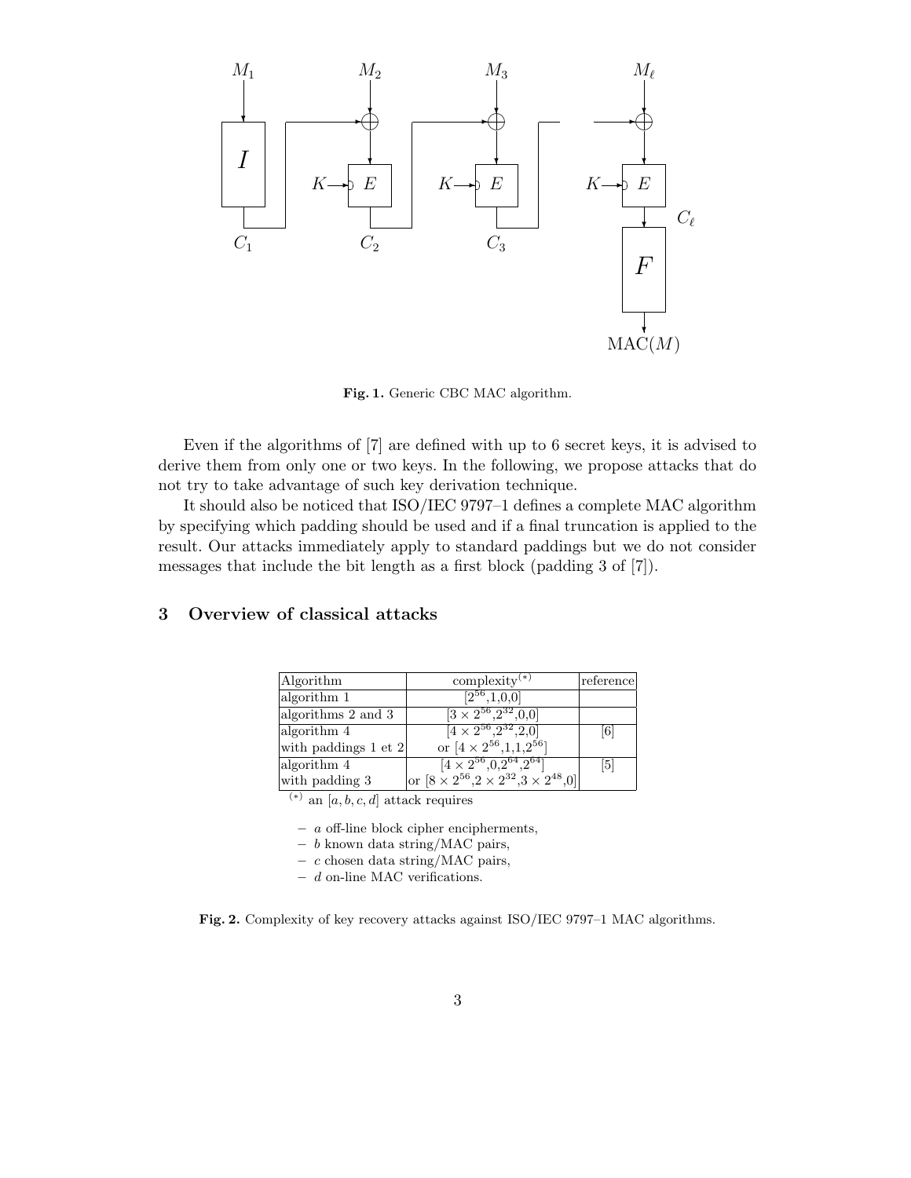Fig. 1. Generic CBC MAC algorithm.

Even if the algorithms of [7] are defined with up to 6 secret keys, it is advised to derive them from only one or two keys. In the following, we propose attacks that do not try to take advantage of such key derivation technique.

It should also be noticed that ISO/IEC 9797–1 defines a complete MAC algorithm by specifying which padding should be used and if a final truncation is applied to the result. Our attacks immediately apply to standard paddings but we do not consider messages that include the bit length as a first block (padding 3 of [7]).

## 3 Overview of classical attacks

| Algorithm | complexity$^{(*)}$ | reference |
|---|---|---|
| algorithm 1 | $[2^{56},1,0,0]$ | |
| algorithms 2 and 3 | $[3 \times 2^{56},2^{32},0,0]$ | |
| algorithm 4 with paddings 1 et 2 | $[4 \times 2^{56},2^{32},2,0]$ or $[4 \times 2^{56},1,1,2^{56}]$ | [6] |
| algorithm 4 with padding 3 | $[4 \times 2^{56},0,2^{64},2^{64}]$ or $[8 \times 2^{56},2 \times 2^{32},3 \times 2^{48},0]$ | [5] |

$^{(*)}$ an $[a, b, c, d]$ attack requires

- $a$ off-line block cipher encipherments,
- $b$ known data string/MAC pairs,
- $c$ chosen data string/MAC pairs,
- $d$ on-line MAC verifications.

Fig. 2. Complexity of key recovery attacks against ISO/IEC 9797–1 MAC algorithms.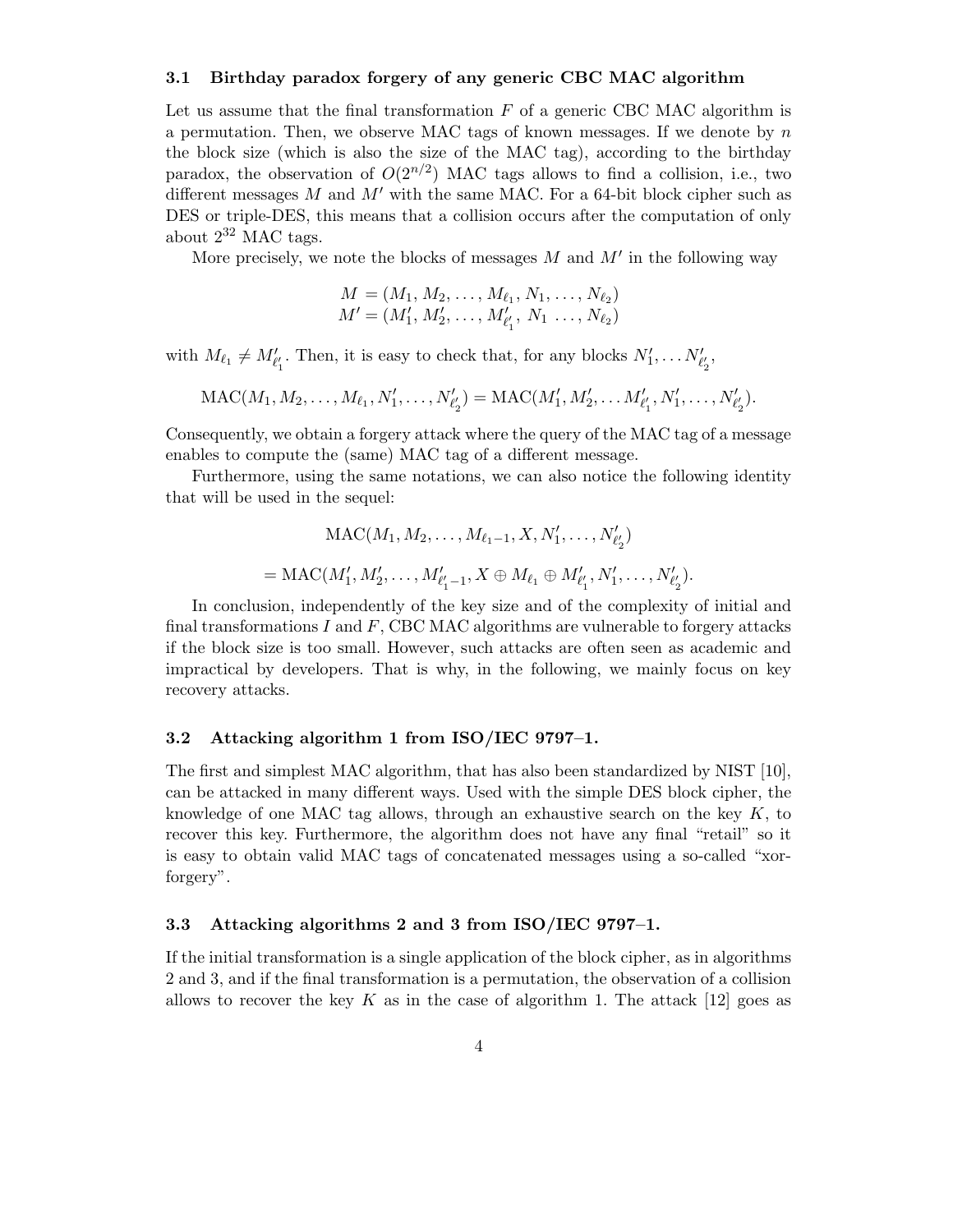### 3.1 Birthday paradox forgery of any generic CBC MAC algorithm

Let us assume that the final transformation $F$ of a generic CBC MAC algorithm is a permutation. Then, we observe MAC tags of known messages. If we denote by $n$ the block size (which is also the size of the MAC tag), according to the birthday paradox, the observation of $O(2^{n/2})$ MAC tags allows to find a collision, i.e., two different messages $M$ and $M'$ with the same MAC. For a 64-bit block cipher such as DES or triple-DES, this means that a collision occurs after the computation of only about $2^{32}$ MAC tags.

More precisely, we note the blocks of messages $M$ and $M'$ in the following way

$$
\begin{aligned}
M &= (M_1, M_2, \ldots, M_{\ell_1}, N_1, \ldots, N_{\ell_2}) \\
M' &= (M'_1, M'_2, \ldots, M'_{\ell'_1}, N_1 \ \ldots, N_{\ell_2})
\end{aligned}
$$

with $M_{\ell_1} \neq M'_{\ell'_1}$. Then, it is easy to check that, for any blocks $N'_1, \ldots N'_{\ell'_2}$,

$$
\mathrm{MAC}(M_1, M_2, \ldots, M_{\ell_1}, N'_1, \ldots, N'_{\ell'_2}) = \mathrm{MAC}(M'_1, M'_2, \ldots M'_{\ell'_1}, N'_1, \ldots, N'_{\ell'_2}).
$$

Consequently, we obtain a forgery attack where the query of the MAC tag of a message enables to compute the (same) MAC tag of a different message.

Furthermore, using the same notations, we can also notice the following identity that will be used in the sequel:

$$
\begin{aligned}
&\mathrm{MAC}(M_1, M_2, \ldots, M_{\ell_1 - 1}, X, N'_1, \ldots, N'_{\ell'_2}) \\
&= \mathrm{MAC}(M'_1, M'_2, \ldots, M'_{\ell'_1 - 1}, X \oplus M_{\ell_1} \oplus M'_{\ell'_1}, N'_1, \ldots, N'_{\ell'_2}).
\end{aligned}
$$

In conclusion, independently of the key size and of the complexity of initial and final transformations $I$ and $F$, CBC MAC algorithms are vulnerable to forgery attacks if the block size is too small. However, such attacks are often seen as academic and impractical by developers. That is why, in the following, we mainly focus on key recovery attacks.

### 3.2 Attacking algorithm 1 from ISO/IEC 9797–1.

The first and simplest MAC algorithm, that has also been standardized by NIST [10], can be attacked in many different ways. Used with the simple DES block cipher, the knowledge of one MAC tag allows, through an exhaustive search on the key $K$, to recover this key. Furthermore, the algorithm does not have any final "retail" so it is easy to obtain valid MAC tags of concatenated messages using a so-called "xor-forgery".

### 3.3 Attacking algorithms 2 and 3 from ISO/IEC 9797–1.

If the initial transformation is a single application of the block cipher, as in algorithms 2 and 3, and if the final transformation is a permutation, the observation of a collision allows to recover the key $K$ as in the case of algorithm 1. The attack [12] goes as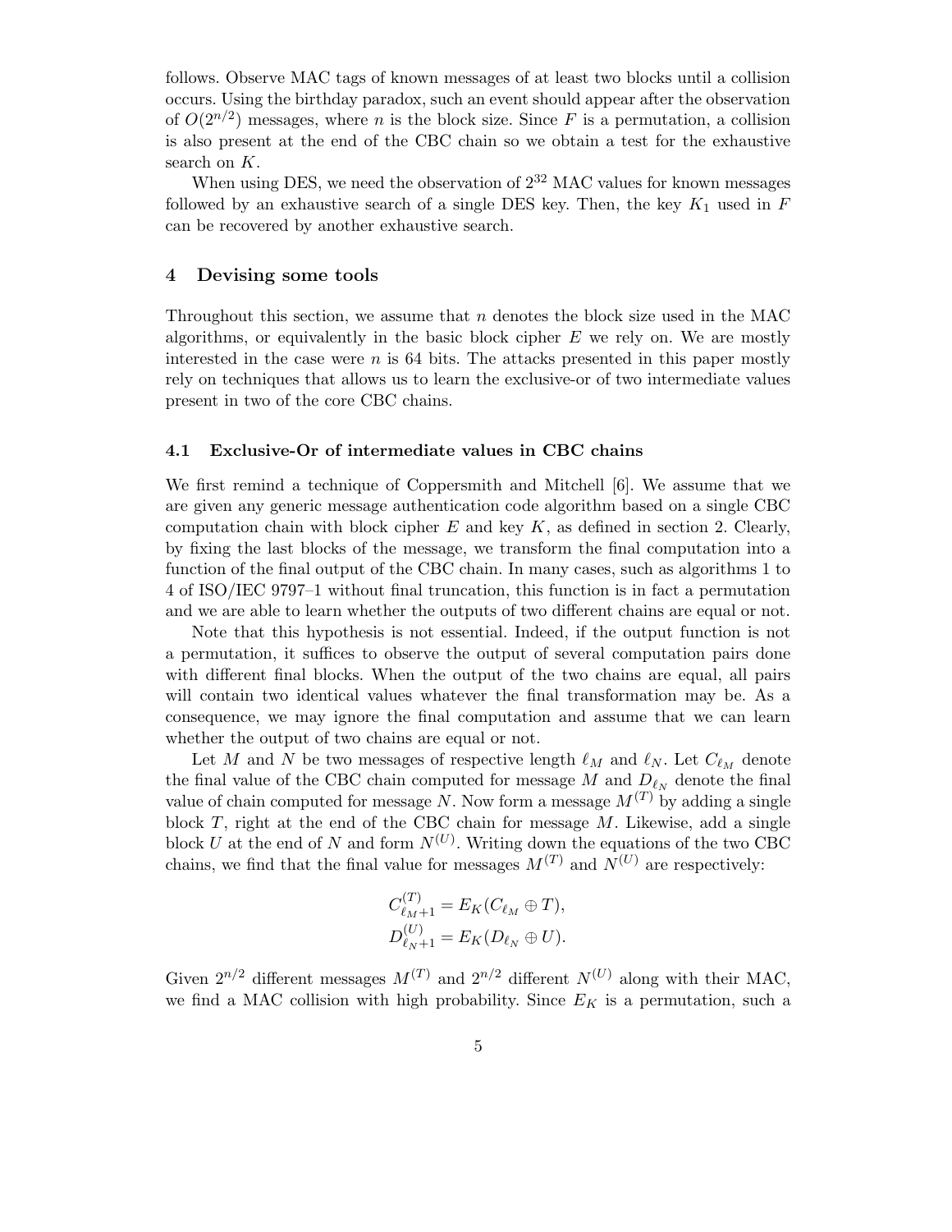follows. Observe MAC tags of known messages of at least two blocks until a collision occurs. Using the birthday paradox, such an event should appear after the observation of $O(2^{n/2})$ messages, where $n$ is the block size. Since $F$ is a permutation, a collision is also present at the end of the CBC chain so we obtain a test for the exhaustive search on $K$.

When using DES, we need the observation of $2^{32}$ MAC values for known messages followed by an exhaustive search of a single DES key. Then, the key $K_1$ used in $F$ can be recovered by another exhaustive search.

## 4 Devising some tools

Throughout this section, we assume that $n$ denotes the block size used in the MAC algorithms, or equivalently in the basic block cipher $E$ we rely on. We are mostly interested in the case were $n$ is 64 bits. The attacks presented in this paper mostly rely on techniques that allows us to learn the exclusive-or of two intermediate values present in two of the core CBC chains.

### 4.1 Exclusive-Or of intermediate values in CBC chains

We first remind a technique of Coppersmith and Mitchell [6]. We assume that we are given any generic message authentication code algorithm based on a single CBC computation chain with block cipher $E$ and key $K$, as defined in section 2. Clearly, by fixing the last blocks of the message, we transform the final computation into a function of the final output of the CBC chain. In many cases, such as algorithms 1 to 4 of ISO/IEC 9797–1 without final truncation, this function is in fact a permutation and we are able to learn whether the outputs of two different chains are equal or not.

Note that this hypothesis is not essential. Indeed, if the output function is not a permutation, it suffices to observe the output of several computation pairs done with different final blocks. When the output of the two chains are equal, all pairs will contain two identical values whatever the final transformation may be. As a consequence, we may ignore the final computation and assume that we can learn whether the output of two chains are equal or not.

Let $M$ and $N$ be two messages of respective length $\ell_M$ and $\ell_N$. Let $C_{\ell_M}$ denote the final value of the CBC chain computed for message $M$ and $D_{\ell_N}$ denote the final value of chain computed for message $N$. Now form a message $M^{(T)}$ by adding a single block $T$, right at the end of the CBC chain for message $M$. Likewise, add a single block $U$ at the end of $N$ and form $N^{(U)}$. Writing down the equations of the two CBC chains, we find that the final value for messages $M^{(T)}$ and $N^{(U)}$ are respectively:

$$
\begin{aligned}
C^{(T)}_{\ell_M+1} &= E_K(C_{\ell_M} \oplus T), \\
D^{(U)}_{\ell_N+1} &= E_K(D_{\ell_N} \oplus U).
\end{aligned}
$$

Given $2^{n/2}$ different messages $M^{(T)}$ and $2^{n/2}$ different $N^{(U)}$ along with their MAC, we find a MAC collision with high probability. Since $E_K$ is a permutation, such a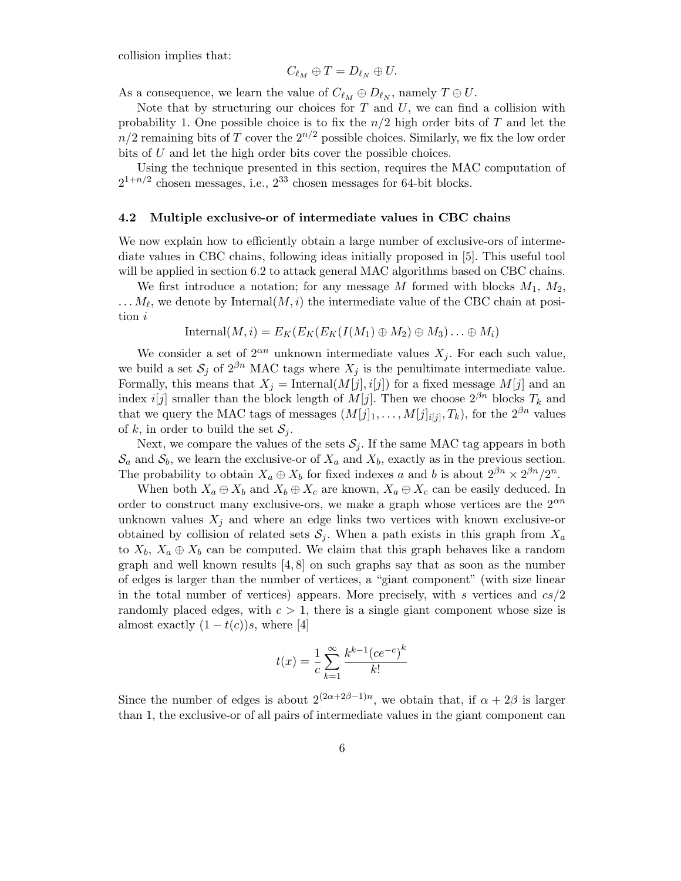collision implies that:

$$C_{\ell_M} \oplus T = D_{\ell_N} \oplus U.$$

As a consequence, we learn the value of $C_{\ell_M} \oplus D_{\ell_N}$, namely $T \oplus U$.

Note that by structuring our choices for $T$ and $U$, we can find a collision with probability 1. One possible choice is to fix the $n/2$ high order bits of $T$ and let the $n/2$ remaining bits of $T$ cover the $2^{n/2}$ possible choices. Similarly, we fix the low order bits of $U$ and let the high order bits cover the possible choices.

Using the technique presented in this section, requires the MAC computation of $2^{1+n/2}$ chosen messages, i.e., $2^{33}$ chosen messages for 64-bit blocks.

### 4.2 Multiple exclusive-or of intermediate values in CBC chains

We now explain how to efficiently obtain a large number of exclusive-ors of intermediate values in CBC chains, following ideas initially proposed in [5]. This useful tool will be applied in section 6.2 to attack general MAC algorithms based on CBC chains.

We first introduce a notation; for any message $M$ formed with blocks $M_1$, $M_2$, $\ldots M_\ell$, we denote by $\mathrm{Internal}(M, i)$ the intermediate value of the CBC chain at position $i$

$$\mathrm{Internal}(M, i) = E_K(E_K(E_K(I(M_1) \oplus M_2) \oplus M_3) \ldots \oplus M_i)$$

We consider a set of $2^{\alpha n}$ unknown intermediate values $X_j$. For each such value, we build a set $\mathcal{S}_j$ of $2^{\beta n}$ MAC tags where $X_j$ is the penultimate intermediate value. Formally, this means that $X_j = \mathrm{Internal}(M[j], i[j])$ for a fixed message $M[j]$ and an index $i[j]$ smaller than the block length of $M[j]$. Then we choose $2^{\beta n}$ blocks $T_k$ and that we query the MAC tags of messages $(M[j]_1, \ldots, M[j]_{i[j]}, T_k)$, for the $2^{\beta n}$ values of $k$, in order to build the set $\mathcal{S}_j$.

Next, we compare the values of the sets $\mathcal{S}_j$. If the same MAC tag appears in both $\mathcal{S}_a$ and $\mathcal{S}_b$, we learn the exclusive-or of $X_a$ and $X_b$, exactly as in the previous section. The probability to obtain $X_a \oplus X_b$ for fixed indexes $a$ and $b$ is about $2^{\beta n} \times 2^{\beta n}/2^n$.

When both $X_a \oplus X_b$ and $X_b \oplus X_c$ are known, $X_a \oplus X_c$ can be easily deduced. In order to construct many exclusive-ors, we make a graph whose vertices are the $2^{\alpha n}$ unknown values $X_j$ and where an edge links two vertices with known exclusive-or obtained by collision of related sets $\mathcal{S}_j$. When a path exists in this graph from $X_a$ to $X_b$, $X_a \oplus X_b$ can be computed. We claim that this graph behaves like a random graph and well known results [4, 8] on such graphs say that as soon as the number of edges is larger than the number of vertices, a "giant component" (with size linear in the total number of vertices) appears. More precisely, with $s$ vertices and $cs/2$ randomly placed edges, with $c > 1$, there is a single giant component whose size is almost exactly $(1 - t(c))s$, where [4]

$$t(x) = \frac{1}{c} \sum_{k=1}^{\infty} \frac{k^{k-1} (ce^{-c})^k}{k!}$$

Since the number of edges is about $2^{(2\alpha+2\beta-1)n}$, we obtain that, if $\alpha + 2\beta$ is larger than 1, the exclusive-or of all pairs of intermediate values in the giant component can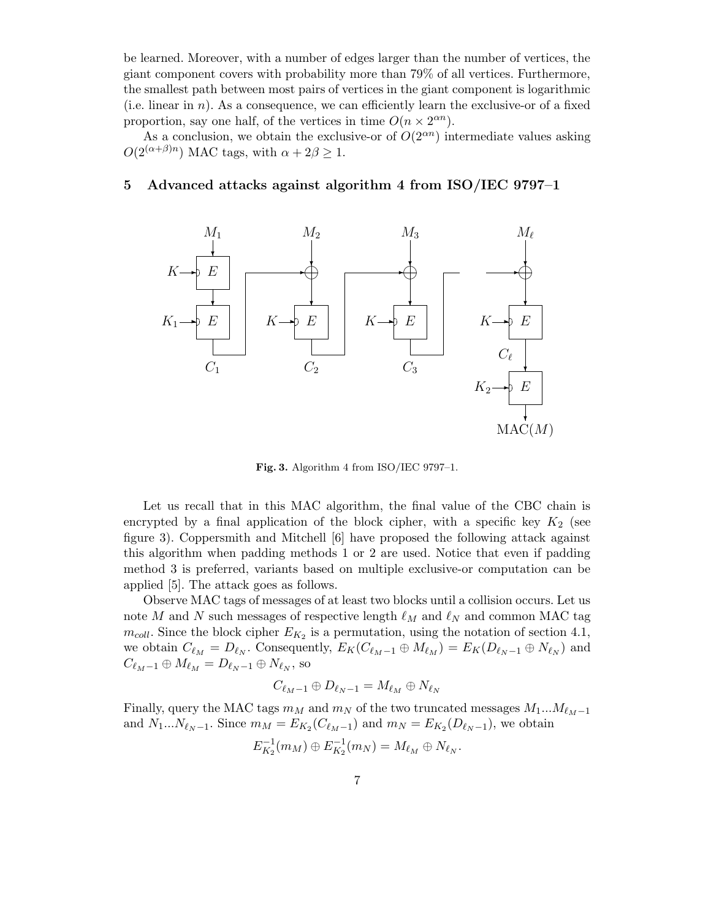be learned. Moreover, with a number of edges larger than the number of vertices, the giant component covers with probability more than 79% of all vertices. Furthermore, the smallest path between most pairs of vertices in the giant component is logarithmic (i.e. linear in $n$). As a consequence, we can efficiently learn the exclusive-or of a fixed proportion, say one half, of the vertices in time $O(n \times 2^{\alpha n})$.

As a conclusion, we obtain the exclusive-or of $O(2^{\alpha n})$ intermediate values asking $O(2^{(\alpha+\beta)n})$ MAC tags, with $\alpha + 2\beta \geq 1$.

## 5 Advanced attacks against algorithm 4 from ISO/IEC 9797–1

**Fig. 3.** Algorithm 4 from ISO/IEC 9797–1.

Let us recall that in this MAC algorithm, the final value of the CBC chain is encrypted by a final application of the block cipher, with a specific key $K_2$ (see figure 3). Coppersmith and Mitchell [6] have proposed the following attack against this algorithm when padding methods 1 or 2 are used. Notice that even if padding method 3 is preferred, variants based on multiple exclusive-or computation can be applied [5]. The attack goes as follows.

Observe MAC tags of messages of at least two blocks until a collision occurs. Let us note $M$ and $N$ such messages of respective length $\ell_M$ and $\ell_N$ and common MAC tag $m_{coll}$. Since the block cipher $E_{K_2}$ is a permutation, using the notation of section 4.1, we obtain $C_{\ell_M} = D_{\ell_N}$. Consequently, $E_K(C_{\ell_M - 1} \oplus M_{\ell_M}) = E_K(D_{\ell_N - 1} \oplus N_{\ell_N})$ and $C_{\ell_M - 1} \oplus M_{\ell_M} = D_{\ell_N - 1} \oplus N_{\ell_N}$, so

$$C_{\ell_M - 1} \oplus D_{\ell_N - 1} = M_{\ell_M} \oplus N_{\ell_N}$$

Finally, query the MAC tags $m_M$ and $m_N$ of the two truncated messages $M_1 ... M_{\ell_M - 1}$ and $N_1 ... N_{\ell_N - 1}$. Since $m_M = E_{K_2}(C_{\ell_M - 1})$ and $m_N = E_{K_2}(D_{\ell_N - 1})$, we obtain

$$E^{-1}_{K_2}(m_M) \oplus E^{-1}_{K_2}(m_N) = M_{\ell_M} \oplus N_{\ell_N}.$$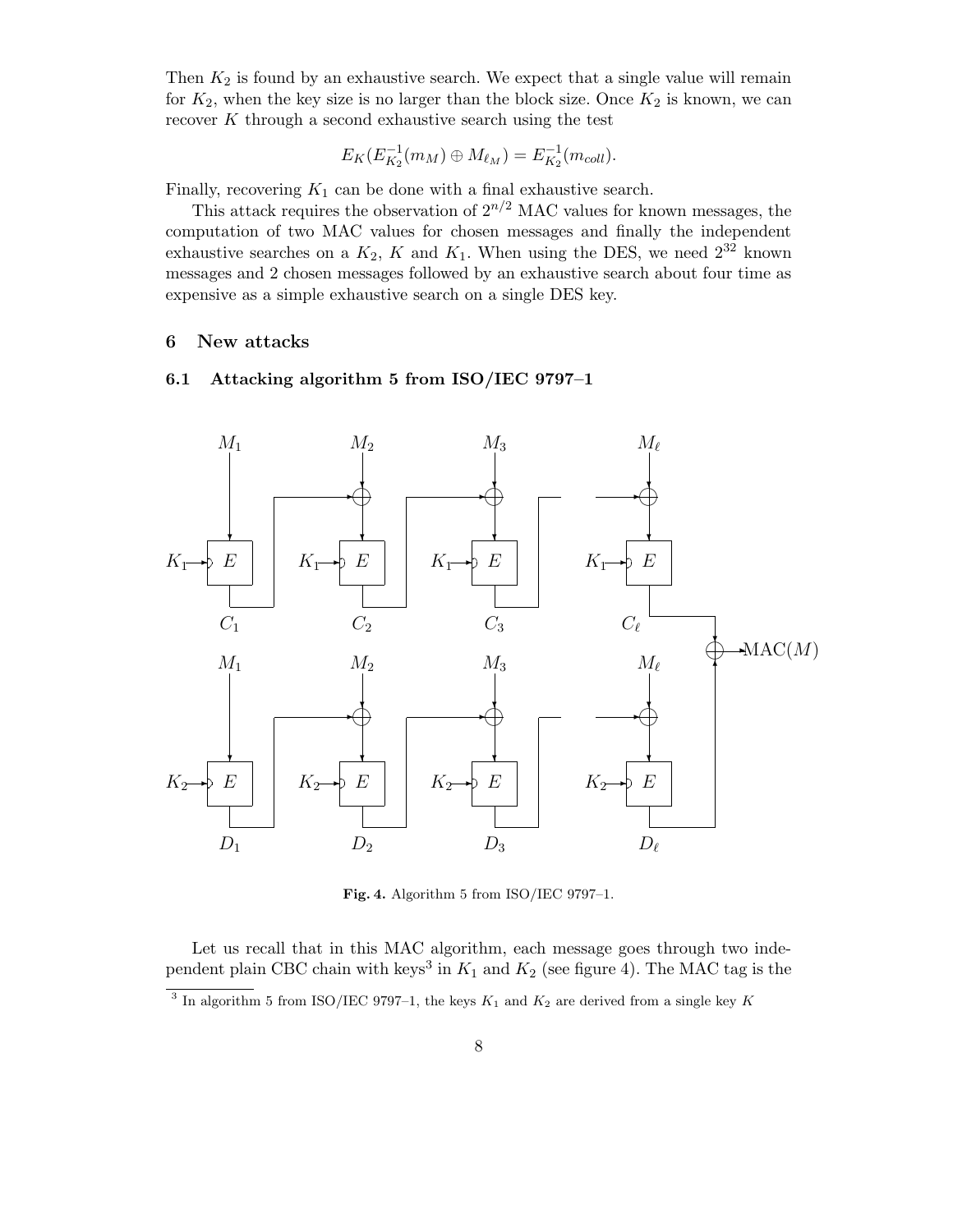Then $K_2$ is found by an exhaustive search. We expect that a single value will remain for $K_2$, when the key size is no larger than the block size. Once $K_2$ is known, we can recover $K$ through a second exhaustive search using the test

$$E_K(E_{K_2}^{-1}(m_M) \oplus M_{\ell_M}) = E_{K_2}^{-1}(m_{coll}).$$

Finally, recovering $K_1$ can be done with a final exhaustive search.

This attack requires the observation of $2^{n/2}$ MAC values for known messages, the computation of two MAC values for chosen messages and finally the independent exhaustive searches on a $K_2$, $K$ and $K_1$. When using the DES, we need $2^{32}$ known messages and 2 chosen messages followed by an exhaustive search about four time as expensive as a simple exhaustive search on a single DES key.

## 6 New attacks

### 6.1 Attacking algorithm 5 from ISO/IEC 9797–1

**Fig. 4.** Algorithm 5 from ISO/IEC 9797–1.

Let us recall that in this MAC algorithm, each message goes through two independent plain CBC chain with keys[3] in $K_1$ and $K_2$ (see figure 4). The MAC tag is the

[3] In algorithm 5 from ISO/IEC 9797–1, the keys $K_1$ and $K_2$ are derived from a single key $K$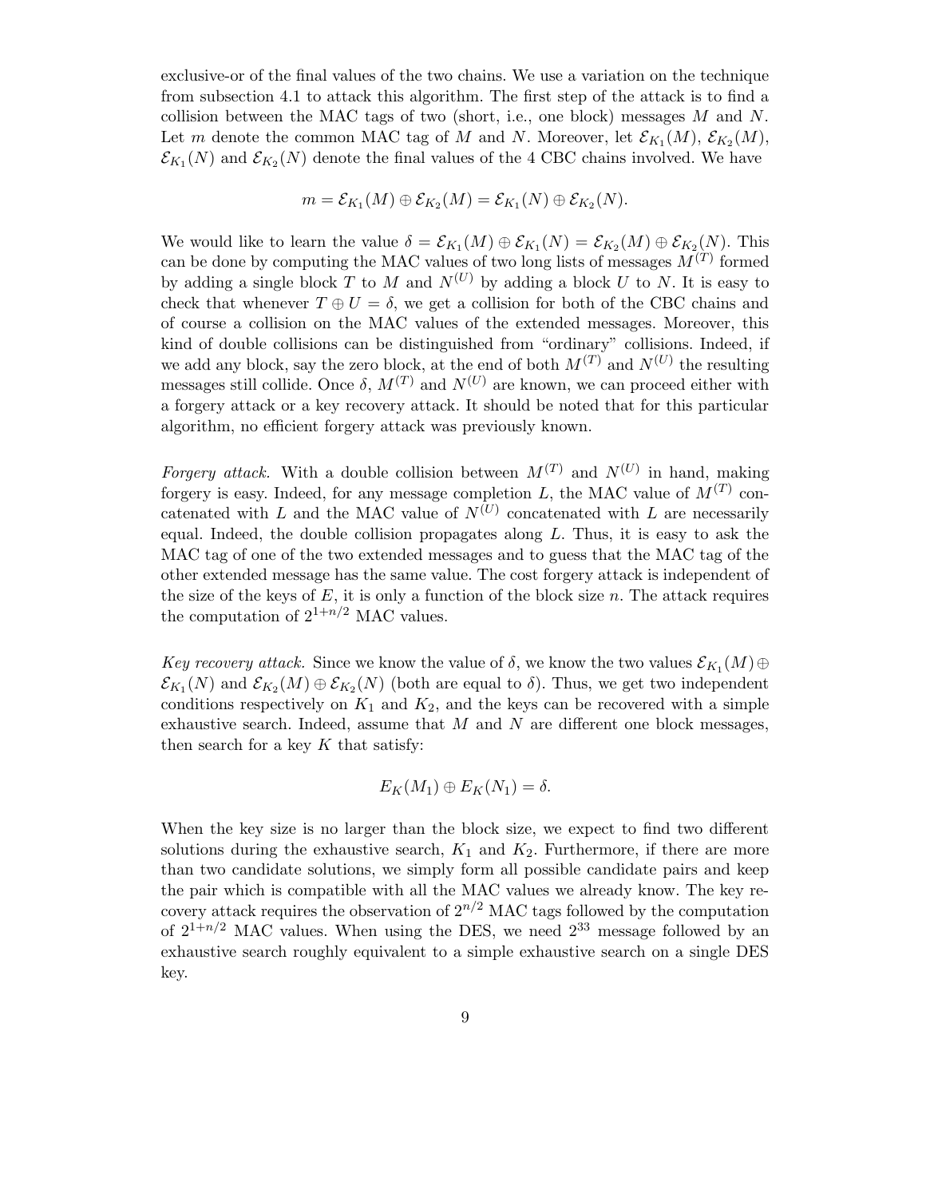exclusive-or of the final values of the two chains. We use a variation on the technique from subsection 4.1 to attack this algorithm. The first step of the attack is to find a collision between the MAC tags of two (short, i.e., one block) messages $M$ and $N$. Let $m$ denote the common MAC tag of $M$ and $N$. Moreover, let $\mathcal{E}_{K_1}(M)$, $\mathcal{E}_{K_2}(M)$, $\mathcal{E}_{K_1}(N)$ and $\mathcal{E}_{K_2}(N)$ denote the final values of the 4 CBC chains involved. We have

$$m = \mathcal{E}_{K_1}(M) \oplus \mathcal{E}_{K_2}(M) = \mathcal{E}_{K_1}(N) \oplus \mathcal{E}_{K_2}(N).$$

We would like to learn the value $\delta = \mathcal{E}_{K_1}(M) \oplus \mathcal{E}_{K_1}(N) = \mathcal{E}_{K_2}(M) \oplus \mathcal{E}_{K_2}(N)$. This can be done by computing the MAC values of two long lists of messages $M^{(T)}$ formed by adding a single block $T$ to $M$ and $N^{(U)}$ by adding a block $U$ to $N$. It is easy to check that whenever $T \oplus U = \delta$, we get a collision for both of the CBC chains and of course a collision on the MAC values of the extended messages. Moreover, this kind of double collisions can be distinguished from "ordinary" collisions. Indeed, if we add any block, say the zero block, at the end of both $M^{(T)}$ and $N^{(U)}$ the resulting messages still collide. Once $\delta$, $M^{(T)}$ and $N^{(U)}$ are known, we can proceed either with a forgery attack or a key recovery attack. It should be noted that for this particular algorithm, no efficient forgery attack was previously known.

*Forgery attack.* With a double collision between $M^{(T)}$ and $N^{(U)}$ in hand, making forgery is easy. Indeed, for any message completion $L$, the MAC value of $M^{(T)}$ concatenated with $L$ and the MAC value of $N^{(U)}$ concatenated with $L$ are necessarily equal. Indeed, the double collision propagates along $L$. Thus, it is easy to ask the MAC tag of one of the two extended messages and to guess that the MAC tag of the other extended message has the same value. The cost forgery attack is independent of the size of the keys of $E$, it is only a function of the block size $n$. The attack requires the computation of $2^{1+n/2}$ MAC values.

*Key recovery attack.* Since we know the value of $\delta$, we know the two values $\mathcal{E}_{K_1}(M) \oplus \mathcal{E}_{K_1}(N)$ and $\mathcal{E}_{K_2}(M) \oplus \mathcal{E}_{K_2}(N)$ (both are equal to $\delta$). Thus, we get two independent conditions respectively on $K_1$ and $K_2$, and the keys can be recovered with a simple exhaustive search. Indeed, assume that $M$ and $N$ are different one block messages, then search for a key $K$ that satisfy:

$$E_K(M_1) \oplus E_K(N_1) = \delta.$$

When the key size is no larger than the block size, we expect to find two different solutions during the exhaustive search, $K_1$ and $K_2$. Furthermore, if there are more than two candidate solutions, we simply form all possible candidate pairs and keep the pair which is compatible with all the MAC values we already know. The key recovery attack requires the observation of $2^{n/2}$ MAC tags followed by the computation of $2^{1+n/2}$ MAC values. When using the DES, we need $2^{33}$ message followed by an exhaustive search roughly equivalent to a simple exhaustive search on a single DES key.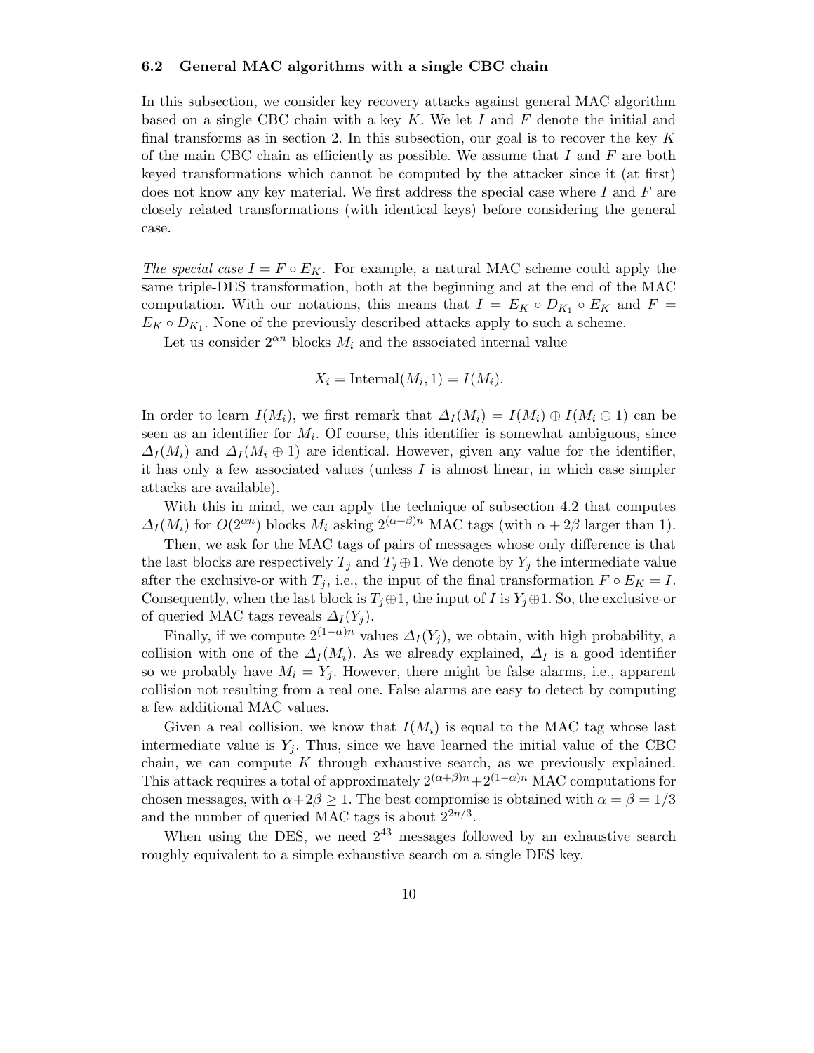### 6.2 General MAC algorithms with a single CBC chain

In this subsection, we consider key recovery attacks against general MAC algorithm based on a single CBC chain with a key $K$. We let $I$ and $F$ denote the initial and final transforms as in section 2. In this subsection, our goal is to recover the key $K$ of the main CBC chain as efficiently as possible. We assume that $I$ and $F$ are both keyed transformations which cannot be computed by the attacker since it (at first) does not know any key material. We first address the special case where $I$ and $F$ are closely related transformations (with identical keys) before considering the general case.

*The special case $I = F \circ E_K$.* For example, a natural MAC scheme could apply the same triple-DES transformation, both at the beginning and at the end of the MAC computation. With our notations, this means that $I = E_K \circ D_{K_1} \circ E_K$ and $F = E_K \circ D_{K_1}$. None of the previously described attacks apply to such a scheme.

Let us consider $2^{\alpha n}$ blocks $M_i$ and the associated internal value

$$X_i = \text{Internal}(M_i, 1) = I(M_i).$$

In order to learn $I(M_i)$, we first remark that $\Delta_I(M_i) = I(M_i) \oplus I(M_i \oplus 1)$ can be seen as an identifier for $M_i$. Of course, this identifier is somewhat ambiguous, since $\Delta_I(M_i)$ and $\Delta_I(M_i \oplus 1)$ are identical. However, given any value for the identifier, it has only a few associated values (unless $I$ is almost linear, in which case simpler attacks are available).

With this in mind, we can apply the technique of subsection 4.2 that computes $\Delta_I(M_i)$ for $O(2^{\alpha n})$ blocks $M_i$ asking $2^{(\alpha+\beta)n}$ MAC tags (with $\alpha + 2\beta$ larger than 1).

Then, we ask for the MAC tags of pairs of messages whose only difference is that the last blocks are respectively $T_j$ and $T_j \oplus 1$. We denote by $Y_j$ the intermediate value after the exclusive-or with $T_j$, i.e., the input of the final transformation $F \circ E_K = I$. Consequently, when the last block is $T_j \oplus 1$, the input of $I$ is $Y_j \oplus 1$. So, the exclusive-or of queried MAC tags reveals $\Delta_I(Y_j)$.

Finally, if we compute $2^{(1-\alpha)n}$ values $\Delta_I(Y_j)$, we obtain, with high probability, a collision with one of the $\Delta_I(M_i)$. As we already explained, $\Delta_I$ is a good identifier so we probably have $M_i = Y_j$. However, there might be false alarms, i.e., apparent collision not resulting from a real one. False alarms are easy to detect by computing a few additional MAC values.

Given a real collision, we know that $I(M_i)$ is equal to the MAC tag whose last intermediate value is $Y_j$. Thus, since we have learned the initial value of the CBC chain, we can compute $K$ through exhaustive search, as we previously explained. This attack requires a total of approximately $2^{(\alpha+\beta)n} + 2^{(1-\alpha)n}$ MAC computations for chosen messages, with $\alpha + 2\beta \geq 1$. The best compromise is obtained with $\alpha = \beta = 1/3$ and the number of queried MAC tags is about $2^{2n/3}$.

When using the DES, we need $2^{43}$ messages followed by an exhaustive search roughly equivalent to a simple exhaustive search on a single DES key.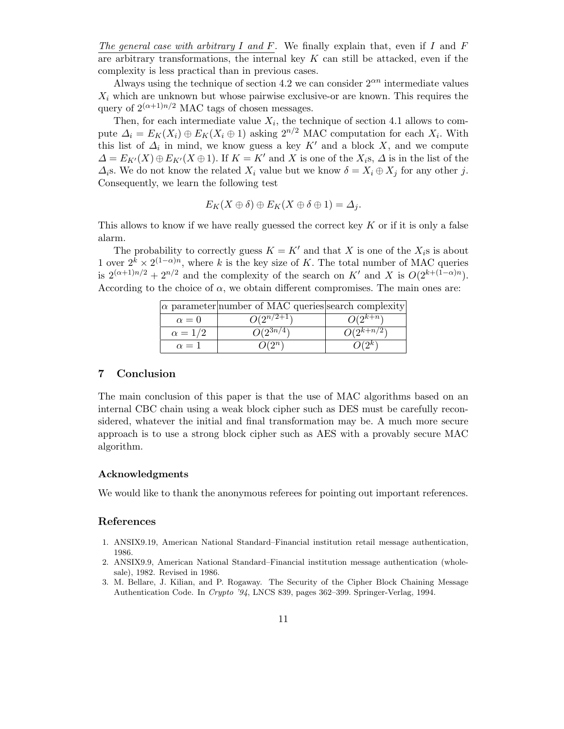*The general case with arbitrary $I$ and $F$.* We finally explain that, even if $I$ and $F$ are arbitrary transformations, the internal key $K$ can still be attacked, even if the complexity is less practical than in previous cases.

Always using the technique of section 4.2 we can consider $2^{\alpha n}$ intermediate values $X_i$ which are unknown but whose pairwise exclusive-or are known. This requires the query of $2^{(\alpha+1)n/2}$ MAC tags of chosen messages.

Then, for each intermediate value $X_i$, the technique of section 4.1 allows to compute $\Delta_i = E_K(X_i) \oplus E_K(X_i \oplus 1)$ asking $2^{n/2}$ MAC computation for each $X_i$. With this list of $\Delta_i$ in mind, we know guess a key $K'$ and a block $X$, and we compute $\Delta = E_{K'}(X) \oplus E_{K'}(X \oplus 1)$. If $K = K'$ and $X$ is one of the $X_i$s, $\Delta$ is in the list of the $\Delta_i$s. We do not know the related $X_i$ value but we know $\delta = X_i \oplus X_j$ for any other $j$. Consequently, we learn the following test

$$E_K(X \oplus \delta) \oplus E_K(X \oplus \delta \oplus 1) = \Delta_j.$$

This allows to know if we have really guessed the correct key $K$ or if it is only a false alarm.

The probability to correctly guess $K = K'$ and that $X$ is one of the $X_i$s is about 1 over $2^k \times 2^{(1-\alpha)n}$, where $k$ is the key size of $K$. The total number of MAC queries is $2^{(\alpha+1)n/2} + 2^{n/2}$ and the complexity of the search on $K'$ and $X$ is $O(2^{k+(1-\alpha)n})$. According to the choice of $\alpha$, we obtain different compromises. The main ones are:

| $\alpha$ parameter | number of MAC queries | search complexity |
|---|---|---|
| $\alpha = 0$ | $O(2^{n/2+1})$ | $O(2^{k+n})$ |
| $\alpha = 1/2$ | $O(2^{3n/4})$ | $O(2^{k+n/2})$ |
| $\alpha = 1$ | $O(2^n)$ | $O(2^k)$ |

## 7 Conclusion

The main conclusion of this paper is that the use of MAC algorithms based on an internal CBC chain using a weak block cipher such as DES must be carefully reconsidered, whatever the initial and final transformation may be. A much more secure approach is to use a strong block cipher such as AES with a provably secure MAC algorithm.

### Acknowledgments

We would like to thank the anonymous referees for pointing out important references.

## References

1. ANSIX9.19, American National Standard–Financial institution retail message authentication, 1986.
2. ANSIX9.9, American National Standard–Financial institution message authentication (wholesale), 1982. Revised in 1986.
3. M. Bellare, J. Kilian, and P. Rogaway. The Security of the Cipher Block Chaining Message Authentication Code. In *Crypto '94*, LNCS 839, pages 362–399. Springer-Verlag, 1994.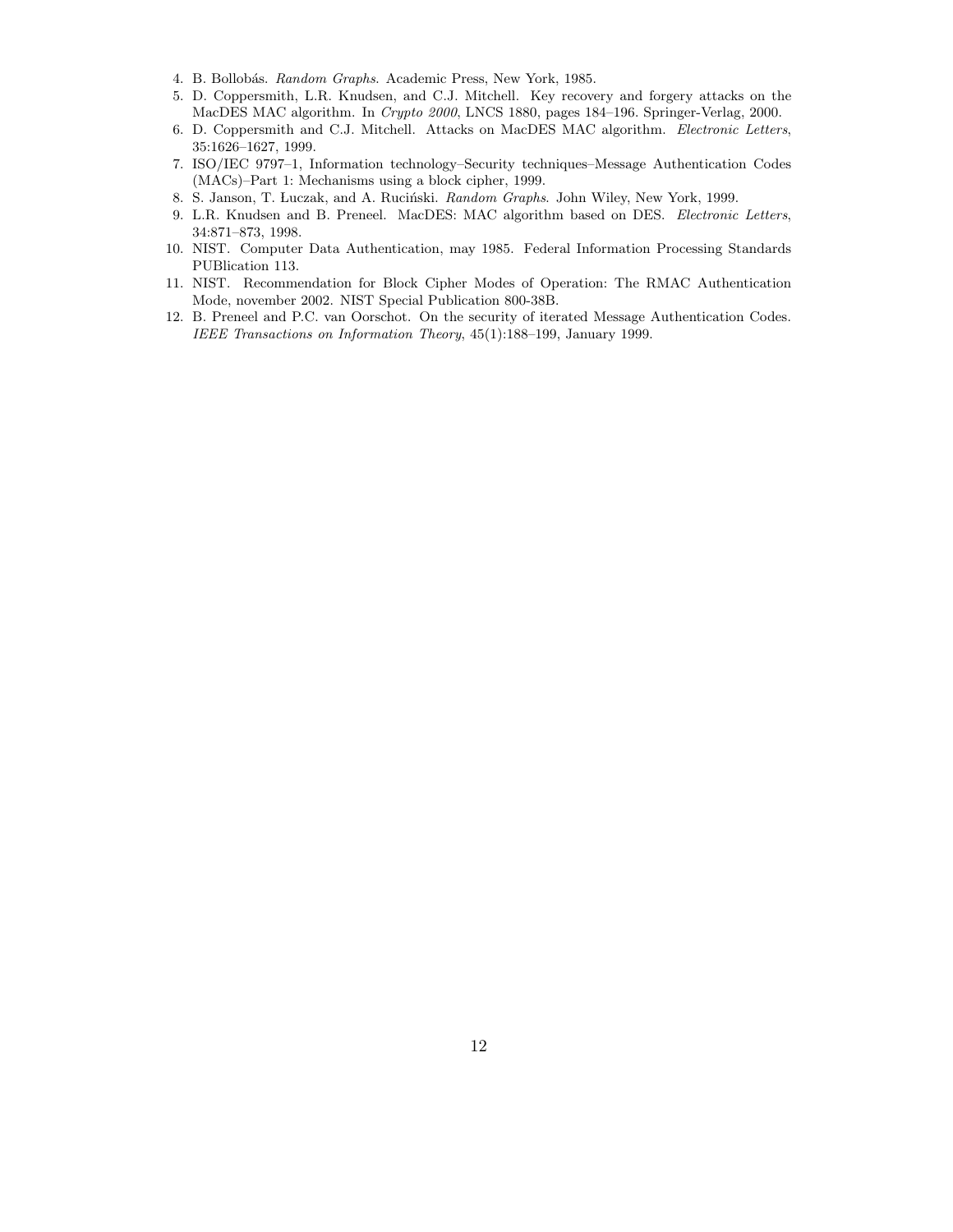4. B. Bollobás. *Random Graphs*. Academic Press, New York, 1985.
5. D. Coppersmith, L.R. Knudsen, and C.J. Mitchell. Key recovery and forgery attacks on the MacDES MAC algorithm. In *Crypto 2000*, LNCS 1880, pages 184–196. Springer-Verlag, 2000.
6. D. Coppersmith and C.J. Mitchell. Attacks on MacDES MAC algorithm. *Electronic Letters*, 35:1626–1627, 1999.
7. ISO/IEC 9797–1, Information technology–Security techniques–Message Authentication Codes (MACs)–Part 1: Mechanisms using a block cipher, 1999.
8. S. Janson, T. Łuczak, and A. Ruciński. *Random Graphs*. John Wiley, New York, 1999.
9. L.R. Knudsen and B. Preneel. MacDES: MAC algorithm based on DES. *Electronic Letters*, 34:871–873, 1998.
10. NIST. Computer Data Authentication, may 1985. Federal Information Processing Standards PUBlication 113.
11. NIST. Recommendation for Block Cipher Modes of Operation: The RMAC Authentication Mode, november 2002. NIST Special Publication 800-38B.
12. B. Preneel and P.C. van Oorschot. On the security of iterated Message Authentication Codes. *IEEE Transactions on Information Theory*, 45(1):188–199, January 1999.